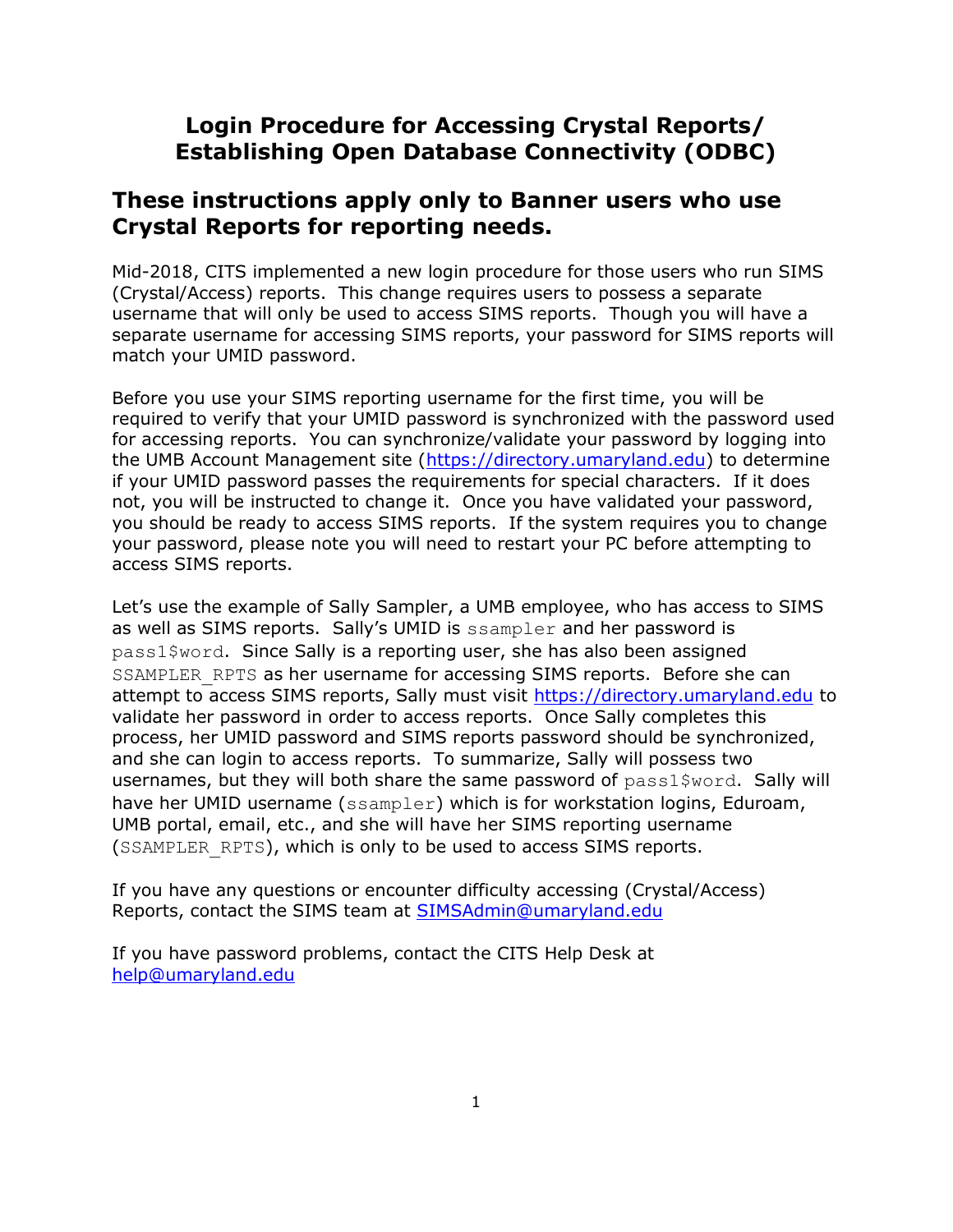# Login Procedure for Accessing Crystal Reports/ Establishing Open Database Connectivity (ODBC)

## These instructions apply only to Banner users who use Crystal Reports for reporting needs.

Mid-2018, CITS implemented a new login procedure for those users who run SIMS (Crystal/Access) reports. This change requires users to possess a separate username that will only be used to access SIMS reports. Though you will have a separate username for accessing SIMS reports, your password for SIMS reports will match your UMID password.

Before you use your SIMS reporting username for the first time, you will be required to verify that your UMID password is synchronized with the password used for accessing reports. You can synchronize/validate your password by logging into the UMB Account Management site (https://directory.umaryland.edu) to determine if your UMID password passes the requirements for special characters. If it does not, you will be instructed to change it. Once you have validated your password, you should be ready to access SIMS reports. If the system requires you to change your password, please note you will need to restart your PC before attempting to access SIMS reports.

Let's use the example of Sally Sampler, a UMB employee, who has access to SIMS as well as SIMS reports. Sally's UMID is `ssampler` and her password is `pass1$word`. Since Sally is a reporting user, she has also been assigned `SSAMPLER_RPTS` as her username for accessing SIMS reports. Before she can attempt to access SIMS reports, Sally must visit https://directory.umaryland.edu to validate her password in order to access reports. Once Sally completes this process, her UMID password and SIMS reports password should be synchronized, and she can login to access reports. To summarize, Sally will possess two usernames, but they will both share the same password of `pass1$word`. Sally will have her UMID username (`ssampler`) which is for workstation logins, Eduroam, UMB portal, email, etc., and she will have her SIMS reporting username (`SSAMPLER_RPTS`), which is only to be used to access SIMS reports.

If you have any questions or encounter difficulty accessing (Crystal/Access) Reports, contact the SIMS team at SIMSAdmin@umaryland.edu

If you have password problems, contact the CITS Help Desk at help@umaryland.edu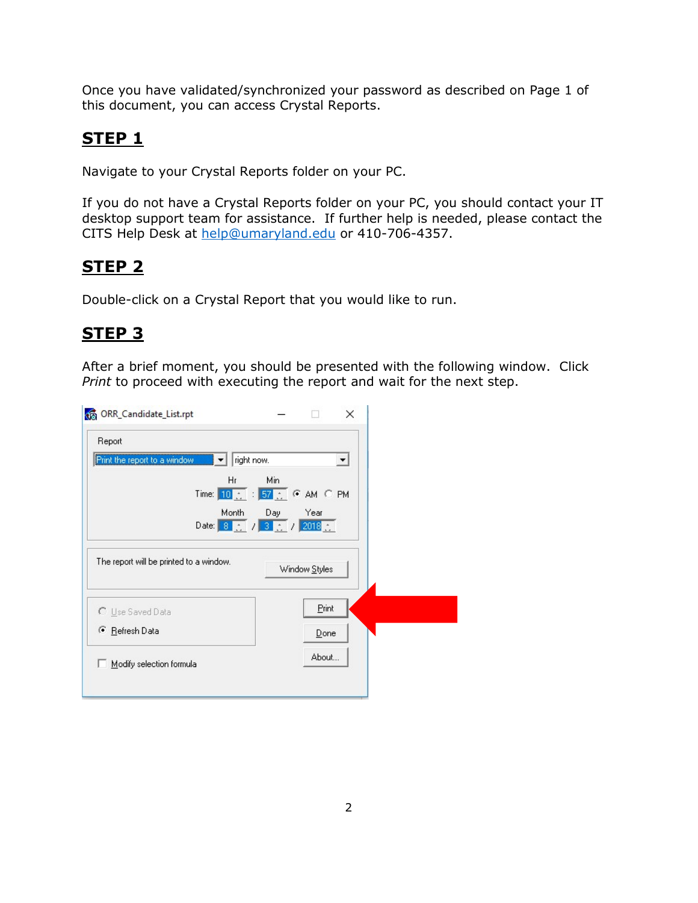Once you have validated/synchronized your password as described on Page 1 of this document, you can access Crystal Reports.

## STEP 1

Navigate to your Crystal Reports folder on your PC.

If you do not have a Crystal Reports folder on your PC, you should contact your IT desktop support team for assistance. If further help is needed, please contact the CITS Help Desk at help@umaryland.edu or 410-706-4357.

## STEP 2

Double-click on a Crystal Report that you would like to run.

## STEP 3

After a brief moment, you should be presented with the following window. Click *Print* to proceed with executing the report and wait for the next step.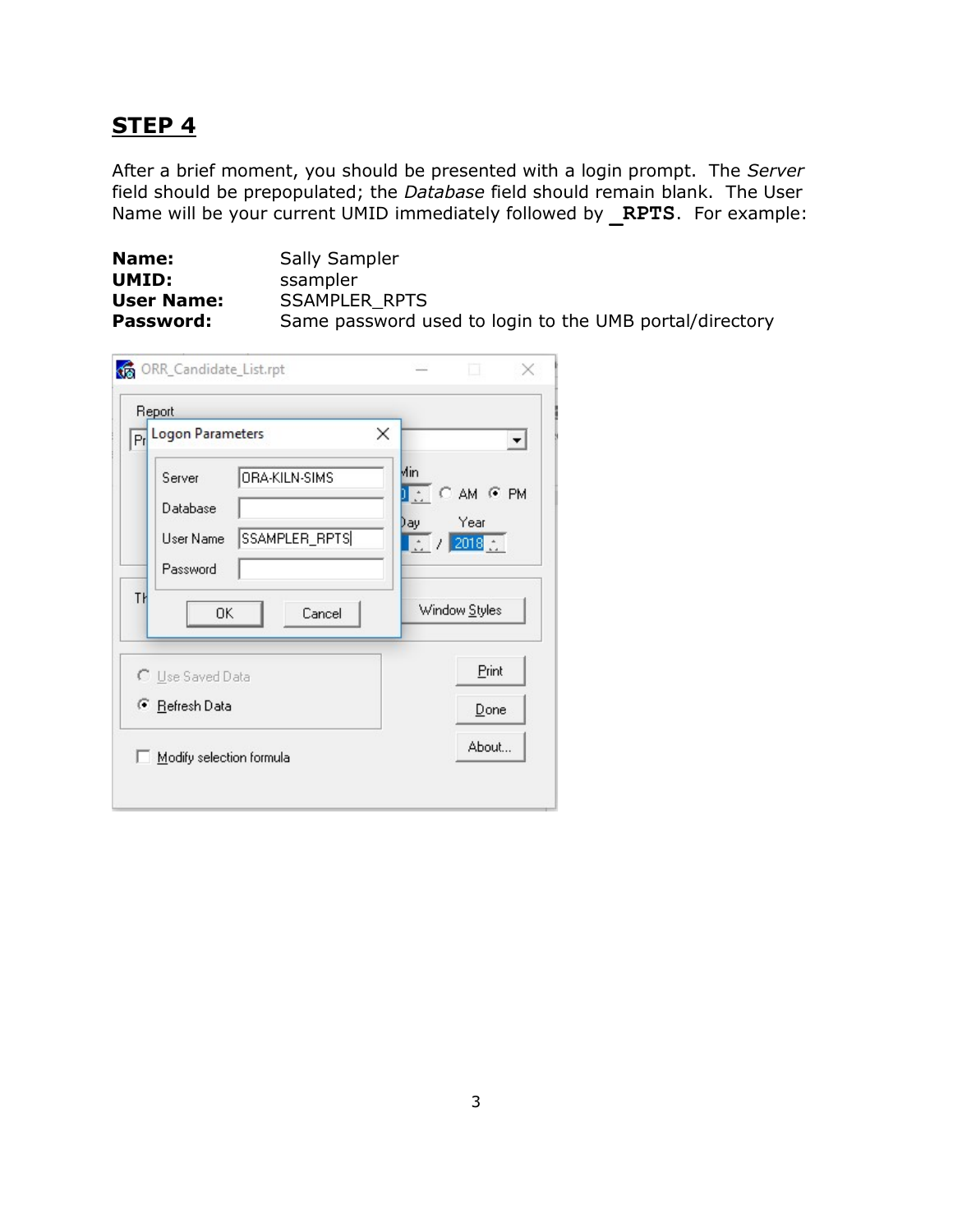## STEP 4

After a brief moment, you should be presented with a login prompt. The *Server* field should be prepopulated; the *Database* field should remain blank. The User Name will be your current UMID immediately followed by **_RPTS**. For example:

| | |
|---|---|
| **Name:** | Sally Sampler |
| **UMID:** | ssampler |
| **User Name:** | SSAMPLER_RPTS |
| **Password:** | Same password used to login to the UMB portal/directory |